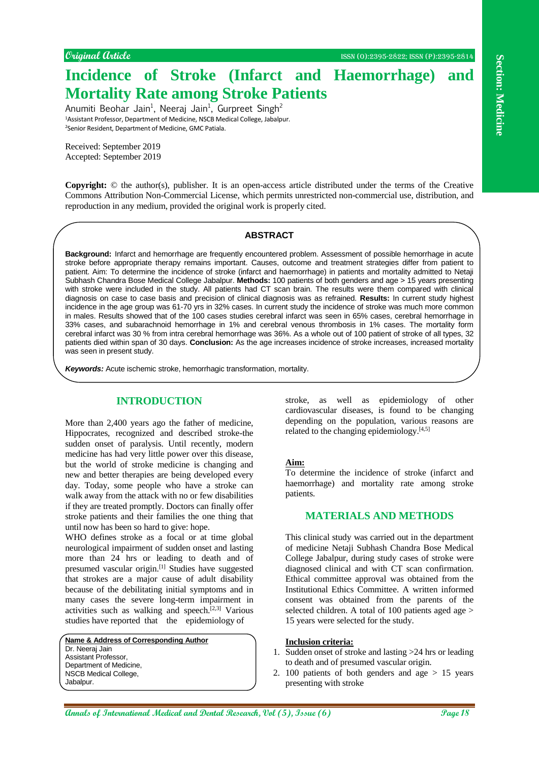Original Article

# Incidence of Stroke (Infarct and Haemorrhage) and Mortality Rate among Stroke Patients

Anumiti Beohar Jain[1], Neeraj Jain[1], Gurpreet Singh[2]

[1]Assistant Professor, Department of Medicine, NSCB Medical College, Jabalpur.
[2]Senior Resident, Department of Medicine, GMC Patiala.

Received: September 2019
Accepted: September 2019

**Copyright:** © the author(s), publisher. It is an open-access article distributed under the terms of the Creative Commons Attribution Non-Commercial License, which permits unrestricted non-commercial use, distribution, and reproduction in any medium, provided the original work is properly cited.

## ABSTRACT

**Background:** Infarct and hemorrhage are frequently encountered problem. Assessment of possible hemorrhage in acute stroke before appropriate therapy remains important. Causes, outcome and treatment strategies differ from patient to patient. Aim: To determine the incidence of stroke (infarct and haemorrhage) in patients and mortality admitted to Netaji Subhash Chandra Bose Medical College Jabalpur. **Methods:** 100 patients of both genders and age > 15 years presenting with stroke were included in the study. All patients had CT scan brain. The results were them compared with clinical diagnosis on case to case basis and precision of clinical diagnosis was as refrained. **Results:** In current study highest incidence in the age group was 61-70 yrs in 32% cases. In current study the incidence of stroke was much more common in males. Results showed that of the 100 cases studies cerebral infarct was seen in 65% cases, cerebral hemorrhage in 33% cases, and subarachnoid hemorrhage in 1% and cerebral venous thrombosis in 1% cases. The mortality form cerebral infarct was 30 % from intra cerebral hemorrhage was 36%. As a whole out of 100 patient of stroke of all types, 32 patients died within span of 30 days. **Conclusion:** As the age increases incidence of stroke increases, increased mortality was seen in present study.

***Keywords:*** Acute ischemic stroke, hemorrhagic transformation, mortality.

## INTRODUCTION

More than 2,400 years ago the father of medicine, Hippocrates, recognized and described stroke-the sudden onset of paralysis. Until recently, modern medicine has had very little power over this disease, but the world of stroke medicine is changing and new and better therapies are being developed every day. Today, some people who have a stroke can walk away from the attack with no or few disabilities if they are treated promptly. Doctors can finally offer stroke patients and their families the one thing that until now has been so hard to give: hope.

WHO defines stroke as a focal or at time global neurological impairment of sudden onset and lasting more than 24 hrs or leading to death and of presumed vascular origin.[1] Studies have suggested that strokes are a major cause of adult disability because of the debilitating initial symptoms and in many cases the severe long-term impairment in activities such as walking and speech.[2,3] Various studies have reported that the epidemiology of stroke, as well as epidemiology of other cardiovascular diseases, is found to be changing depending on the population, various reasons are related to the changing epidemiology.[4,5]

**Name & Address of Corresponding Author**
Dr. Neeraj Jain
Assistant Professor,
Department of Medicine,
NSCB Medical College,
Jabalpur.

**Aim:**

To determine the incidence of stroke (infarct and haemorrhage) and mortality rate among stroke patients.

## MATERIALS AND METHODS

This clinical study was carried out in the department of medicine Netaji Subhash Chandra Bose Medical College Jabalpur, during study cases of stroke were diagnosed clinical and with CT scan confirmation. Ethical committee approval was obtained from the Institutional Ethics Committee. A written informed consent was obtained from the parents of the selected children. A total of 100 patients aged age > 15 years were selected for the study.

**Inclusion criteria:**

1. Sudden onset of stroke and lasting >24 hrs or leading to death and of presumed vascular origin.
2. 100 patients of both genders and age > 15 years presenting with stroke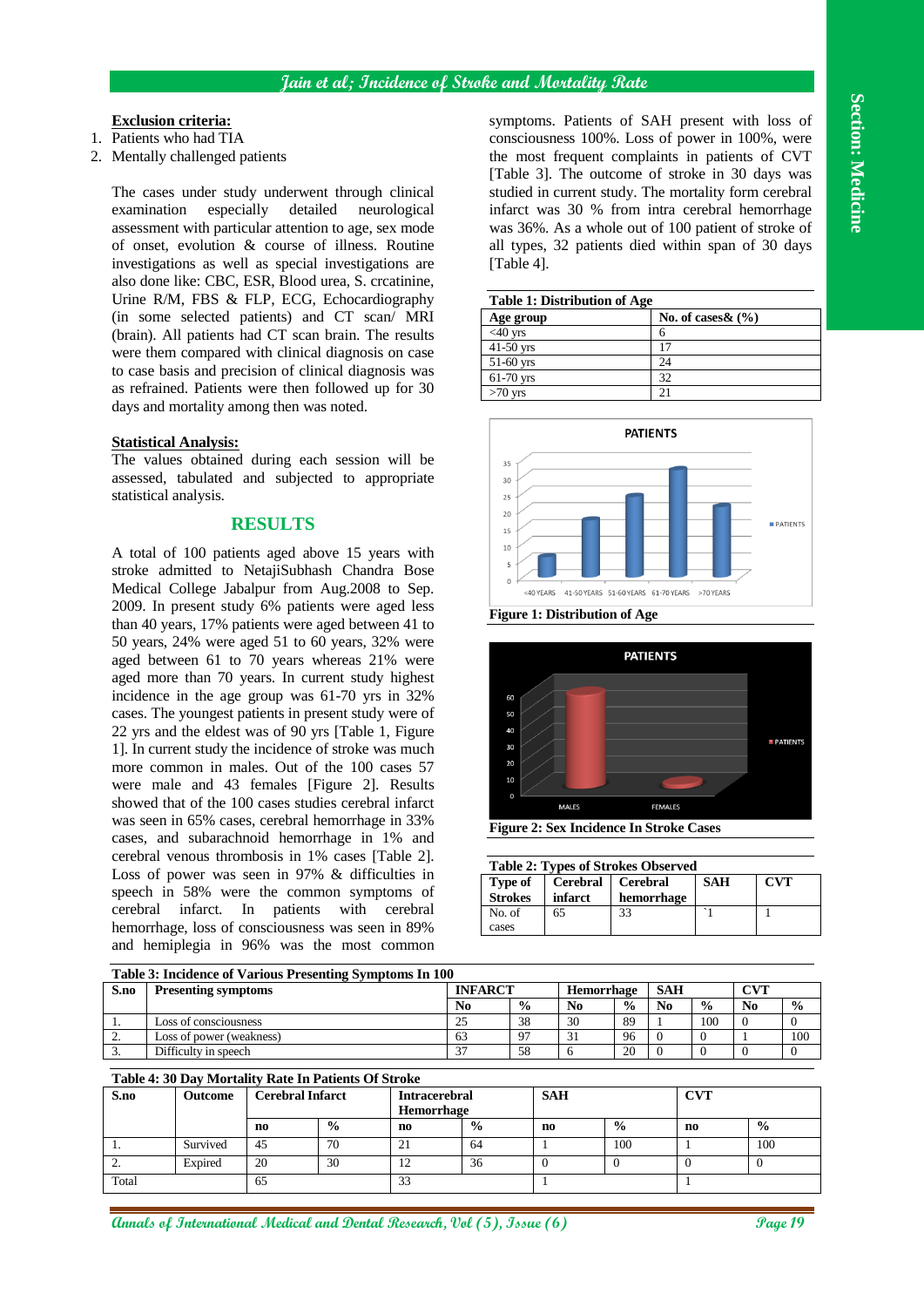**Exclusion criteria:**

1. Patients who had TIA
2. Mentally challenged patients

The cases under study underwent through clinical examination especially detailed neurological assessment with particular attention to age, sex mode of onset, evolution & course of illness. Routine investigations as well as special investigations are also done like: CBC, ESR, Blood urea, S. crcatinine, Urine R/M, FBS & FLP, ECG, Echocardiography (in some selected patients) and CT scan/ MRI (brain). All patients had CT scan brain. The results were them compared with clinical diagnosis on case to case basis and precision of clinical diagnosis was as refrained. Patients were then followed up for 30 days and mortality among then was noted.

**Statistical Analysis:**

The values obtained during each session will be assessed, tabulated and subjected to appropriate statistical analysis.

## RESULTS

A total of 100 patients aged above 15 years with stroke admitted to NetajiSubhash Chandra Bose Medical College Jabalpur from Aug.2008 to Sep. 2009. In present study 6% patients were aged less than 40 years, 17% patients were aged between 41 to 50 years, 24% were aged 51 to 60 years, 32% were aged between 61 to 70 years whereas 21% were aged more than 70 years. In current study highest incidence in the age group was 61-70 yrs in 32% cases. The youngest patients in present study were of 22 yrs and the eldest was of 90 yrs [Table 1, Figure 1]. In current study the incidence of stroke was much more common in males. Out of the 100 cases 57 were male and 43 females [Figure 2]. Results showed that of the 100 cases studies cerebral infarct was seen in 65% cases, cerebral hemorrhage in 33% cases, and subarachnoid hemorrhage in 1% and cerebral venous thrombosis in 1% cases [Table 2]. Loss of power was seen in 97% & difficulties in speech in 58% were the common symptoms of cerebral infarct. In patients with cerebral hemorrhage, loss of consciousness was seen in 89% and hemiplegia in 96% was the most common symptoms. Patients of SAH present with loss of consciousness 100%. Loss of power in 100%, were the most frequent complaints in patients of CVT [Table 3]. The outcome of stroke in 30 days was studied in current study. The mortality form cerebral infarct was 30 % from intra cerebral hemorrhage was 36%. As a whole out of 100 patient of stroke of all types, 32 patients died within span of 30 days [Table 4].

**Table 1: Distribution of Age**

| Age group | No. of cases& (%) |
|---|---|
| <40 yrs | 6 |
| 41-50 yrs | 17 |
| 51-60 yrs | 24 |
| 61-70 yrs | 32 |
| >70 yrs | 21 |

**Figure 1: Distribution of Age**

**Figure 2: Sex Incidence In Stroke Cases**

**Table 2: Types of Strokes Observed**

| Type of Strokes | Cerebral infarct | Cerebral hemorrhage | SAH | CVT |
|---|---|---|---|---|
| No. of cases | 65 | 33 | `1 | 1 |

**Table 3: Incidence of Various Presenting Symptoms In 100**

| S.no | Presenting symptoms | INFARCT | | Hemorrhage | | SAH | | CVT | |
|---|---|---|---|---|---|---|---|---|---|
| | | No | % | No | % | No | % | No | % |
| 1. | Loss of consciousness | 25 | 38 | 30 | 89 | 1 | 100 | 0 | 0 |
| 2. | Loss of power (weakness) | 63 | 97 | 31 | 96 | 0 | 0 | 1 | 100 |
| 3. | Difficulty in speech | 37 | 58 | 6 | 20 | 0 | 0 | 0 | 0 |

**Table 4: 30 Day Mortality Rate In Patients Of Stroke**

| S.no | Outcome | Cerebral Infarct | | Intracerebral Hemorrhage | | SAH | | CVT | |
|---|---|---|---|---|---|---|---|---|---|
| | | no | % | no | % | no | % | no | % |
| 1. | Survived | 45 | 70 | 21 | 64 | 1 | 100 | 1 | 100 |
| 2. | Expired | 20 | 30 | 12 | 36 | 0 | 0 | 0 | 0 |
| Total | | 65 | | 33 | | 1 | | 1 | |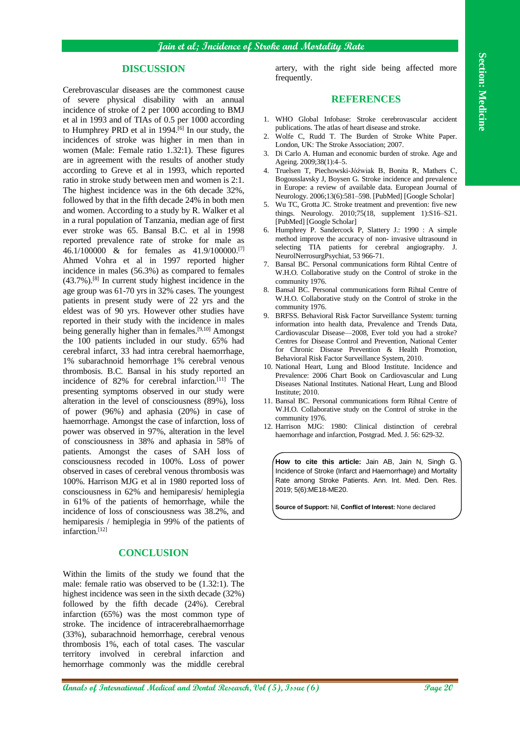## DISCUSSION

Cerebrovascular diseases are the commonest cause of severe physical disability with an annual incidence of stroke of 2 per 1000 according to BMJ et al in 1993 and of TIAs of 0.5 per 1000 according to Humphrey PRD et al in 1994.[6] In our study, the incidences of stroke was higher in men than in women (Male: Female ratio 1.32:1). These figures are in agreement with the results of another study according to Greve et al in 1993, which reported ratio in stroke study between men and women is 2:1. The highest incidence was in the 6th decade 32%, followed by that in the fifth decade 24% in both men and women. According to a study by R. Walker et al in a rural population of Tanzania, median age of first ever stroke was 65. Bansal B.C. et al in 1998 reported prevalence rate of stroke for male as 46.1/100000 & for females as 41.9/100000.[7] Ahmed Vohra et al in 1997 reported higher incidence in males (56.3%) as compared to females (43.7%).[8] In current study highest incidence in the age group was 61-70 yrs in 32% cases. The youngest patients in present study were of 22 yrs and the eldest was of 90 yrs. However other studies have reported in their study with the incidence in males being generally higher than in females.[9,10] Amongst the 100 patients included in our study. 65% had cerebral infarct, 33 had intra cerebral haemorrhage, 1% subarachnoid hemorrhage 1% cerebral venous thrombosis. B.C. Bansal in his study reported an incidence of 82% for cerebral infarction.[11] The presenting symptoms observed in our study were alteration in the level of consciousness (89%), loss of power (96%) and aphasia (20%) in case of haemorrhage. Amongst the case of infarction, loss of power was observed in 97%, alteration in the level of consciousness in 38% and aphasia in 58% of patients. Amongst the cases of SAH loss of consciousness recoded in 100%. Loss of power observed in cases of cerebral venous thrombosis was 100%. Harrison MJG et al in 1980 reported loss of consciousness in 62% and hemiparesis/ hemiplegia in 61% of the patients of hemorrhage, while the incidence of loss of consciousness was 38.2%, and hemiparesis / hemiplegia in 99% of the patients of infarction.[12]

## CONCLUSION

Within the limits of the study we found that the male: female ratio was observed to be (1.32:1). The highest incidence was seen in the sixth decade (32%) followed by the fifth decade (24%). Cerebral infarction (65%) was the most common type of stroke. The incidence of intracerebralhaemorrhage (33%), subarachnoid hemorrhage, cerebral venous thrombosis 1%, each of total cases. The vascular territory involved in cerebral infarction and hemorrhage commonly was the middle cerebral artery, with the right side being affected more frequently.

## REFERENCES

1. WHO Global Infobase: Stroke cerebrovascular accident publications. The atlas of heart disease and stroke.
2. Wolfe C, Rudd T. The Burden of Stroke White Paper. London, UK: The Stroke Association; 2007.
3. Di Carlo A. Human and economic burden of stroke. Age and Ageing. 2009;38(1):4–5.
4. Truelsen T, Piechowski-Jóźwiak B, Bonita R, Mathers C, Bogousslavsky J, Boysen G. Stroke incidence and prevalence in Europe: a review of available data. European Journal of Neurology. 2006;13(6):581–598. [PubMed] [Google Scholar]
5. Wu TC, Grotta JC. Stroke treatment and prevention: five new things. Neurology. 2010;75(18, supplement 1):S16–S21. [PubMed] [Google Scholar]
6. Humphrey P. Sandercock P, Slattery J.: 1990 : A simple method improve the accuracy of non- invasive ultrasound in selecting TIA patients for cerebral angiography. J. NeurolNerrosurgPsychiat, 53 966-71.
7. Bansal BC. Personal communications form Rihtal Centre of W.H.O. Collaborative study on the Control of stroke in the community 1976.
8. Bansal BC. Personal communications form Rihtal Centre of W.H.O. Collaborative study on the Control of stroke in the community 1976.
9. BRFSS. Behavioral Risk Factor Surveillance System: turning information into health data, Prevalence and Trends Data, Cardiovascular Disease—2008, Ever told you had a stroke? Centres for Disease Control and Prevention, National Center for Chronic Disease Prevention & Health Promotion, Behavioral Risk Factor Surveillance System, 2010.
10. National Heart, Lung and Blood Institute. Incidence and Prevalence: 2006 Chart Book on Cardiovascular and Lung Diseases National Institutes. National Heart, Lung and Blood Institute; 2010.
11. Bansal BC. Personal communications form Rihtal Centre of W.H.O. Collaborative study on the Control of stroke in the community 1976.
12. Harrison MJG: 1980: Clinical distinction of cerebral haemorrhage and infarction, Postgrad. Med. J. 56: 629-32.

**How to cite this article:** Jain AB, Jain N, Singh G. Incidence of Stroke (Infarct and Haemorrhage) and Mortality Rate among Stroke Patients. Ann. Int. Med. Den. Res. 2019; 5(6):ME18-ME20.

**Source of Support:** Nil, **Conflict of Interest:** None declared